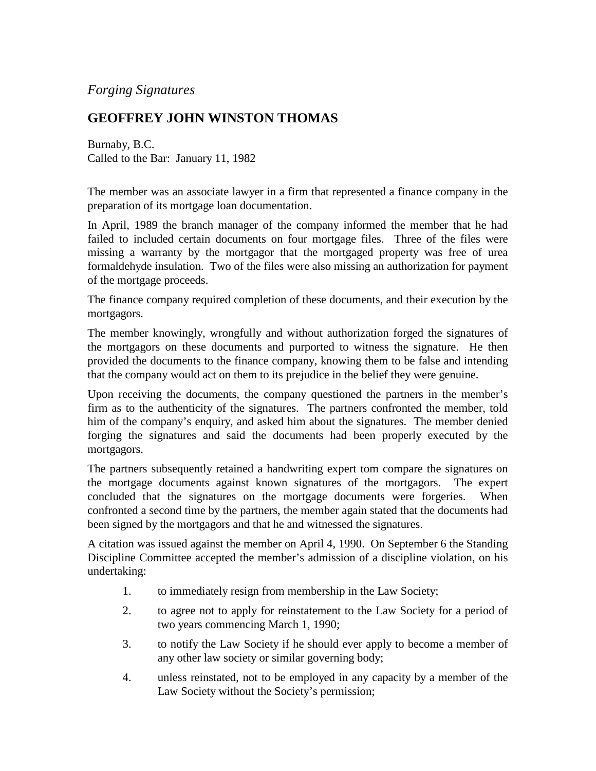*Forging Signatures*

## GEOFFREY JOHN WINSTON THOMAS

Burnaby, B.C.
Called to the Bar: January 11, 1982

The member was an associate lawyer in a firm that represented a finance company in the preparation of its mortgage loan documentation.

In April, 1989 the branch manager of the company informed the member that he had failed to included certain documents on four mortgage files. Three of the files were missing a warranty by the mortgagor that the mortgaged property was free of urea formaldehyde insulation. Two of the files were also missing an authorization for payment of the mortgage proceeds.

The finance company required completion of these documents, and their execution by the mortgagors.

The member knowingly, wrongfully and without authorization forged the signatures of the mortgagors on these documents and purported to witness the signature. He then provided the documents to the finance company, knowing them to be false and intending that the company would act on them to its prejudice in the belief they were genuine.

Upon receiving the documents, the company questioned the partners in the member's firm as to the authenticity of the signatures. The partners confronted the member, told him of the company's enquiry, and asked him about the signatures. The member denied forging the signatures and said the documents had been properly executed by the mortgagors.

The partners subsequently retained a handwriting expert tom compare the signatures on the mortgage documents against known signatures of the mortgagors. The expert concluded that the signatures on the mortgage documents were forgeries. When confronted a second time by the partners, the member again stated that the documents had been signed by the mortgagors and that he and witnessed the signatures.

A citation was issued against the member on April 4, 1990. On September 6 the Standing Discipline Committee accepted the member's admission of a discipline violation, on his undertaking:

1. to immediately resign from membership in the Law Society;
2. to agree not to apply for reinstatement to the Law Society for a period of two years commencing March 1, 1990;
3. to notify the Law Society if he should ever apply to become a member of any other law society or similar governing body;
4. unless reinstated, not to be employed in any capacity by a member of the Law Society without the Society's permission;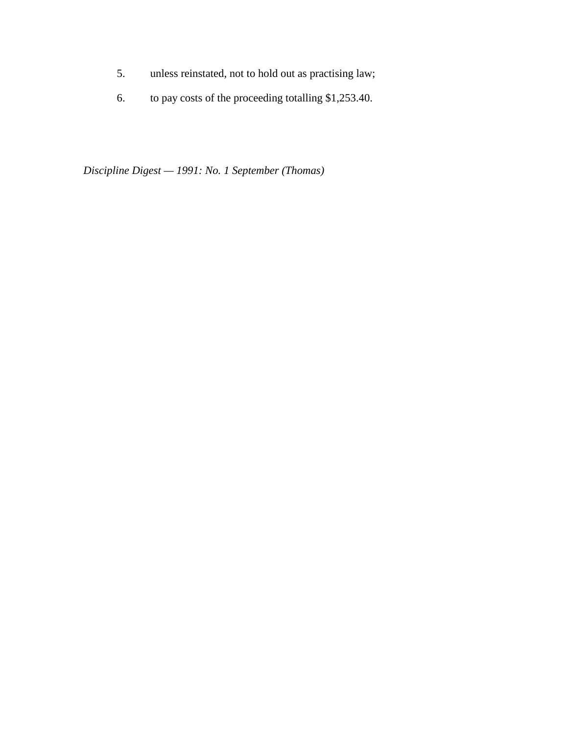5. unless reinstated, not to hold out as practising law;
6. to pay costs of the proceeding totalling $1,253.40.

*Discipline Digest — 1991: No. 1 September (Thomas)*